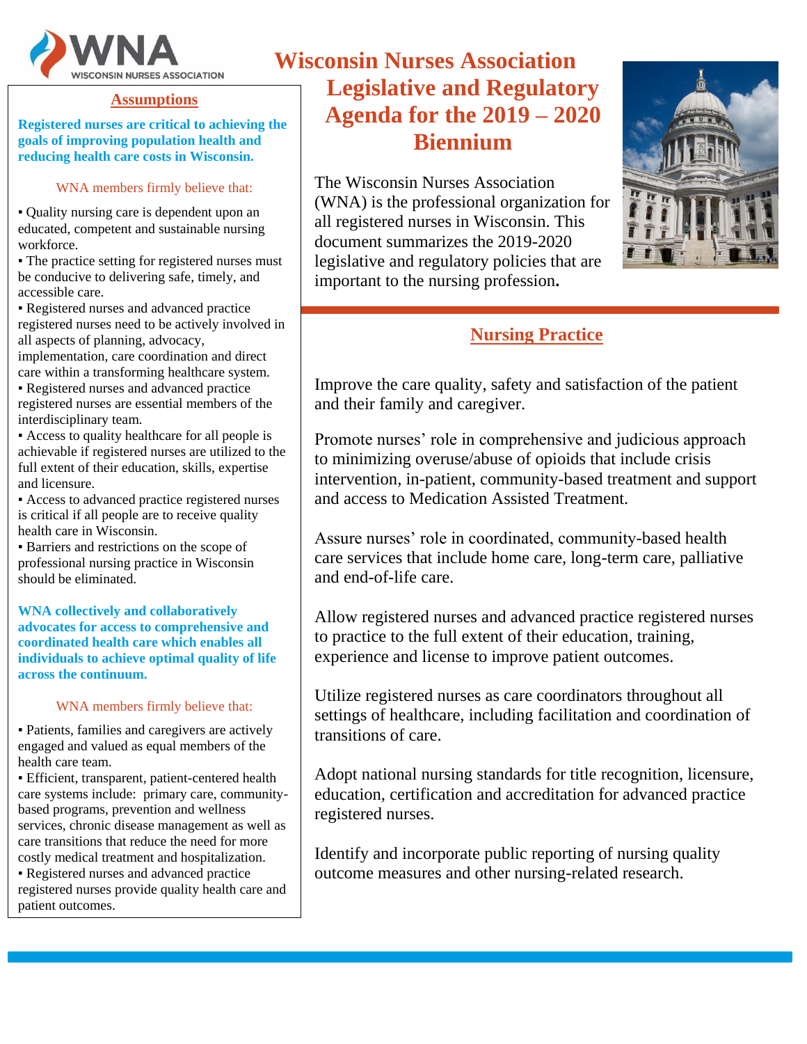# Wisconsin Nurses Association Legislative and Regulatory Agenda for the 2019 – 2020 Biennium

The Wisconsin Nurses Association (WNA) is the professional organization for all registered nurses in Wisconsin. This document summarizes the 2019-2020 legislative and regulatory policies that are important to the nursing profession**.**

## Assumptions

**Registered nurses are critical to achieving the goals of improving population health and reducing health care costs in Wisconsin.**

WNA members firmly believe that:

- Quality nursing care is dependent upon an educated, competent and sustainable nursing workforce.
- The practice setting for registered nurses must be conducive to delivering safe, timely, and accessible care.
- Registered nurses and advanced practice registered nurses need to be actively involved in all aspects of planning, advocacy, implementation, care coordination and direct care within a transforming healthcare system.
- Registered nurses and advanced practice registered nurses are essential members of the interdisciplinary team.
- Access to quality healthcare for all people is achievable if registered nurses are utilized to the full extent of their education, skills, expertise and licensure.
- Access to advanced practice registered nurses is critical if all people are to receive quality health care in Wisconsin.
- Barriers and restrictions on the scope of professional nursing practice in Wisconsin should be eliminated.

**WNA collectively and collaboratively advocates for access to comprehensive and coordinated health care which enables all individuals to achieve optimal quality of life across the continuum.**

WNA members firmly believe that:

- Patients, families and caregivers are actively engaged and valued as equal members of the health care team.
- Efficient, transparent, patient-centered health care systems include: primary care, community-based programs, prevention and wellness services, chronic disease management as well as care transitions that reduce the need for more costly medical treatment and hospitalization.
- Registered nurses and advanced practice registered nurses provide quality health care and patient outcomes.

## Nursing Practice

Improve the care quality, safety and satisfaction of the patient and their family and caregiver.

Promote nurses' role in comprehensive and judicious approach to minimizing overuse/abuse of opioids that include crisis intervention, in-patient, community-based treatment and support and access to Medication Assisted Treatment.

Assure nurses' role in coordinated, community-based health care services that include home care, long-term care, palliative and end-of-life care.

Allow registered nurses and advanced practice registered nurses to practice to the full extent of their education, training, experience and license to improve patient outcomes.

Utilize registered nurses as care coordinators throughout all settings of healthcare, including facilitation and coordination of transitions of care.

Adopt national nursing standards for title recognition, licensure, education, certification and accreditation for advanced practice registered nurses.

Identify and incorporate public reporting of nursing quality outcome measures and other nursing-related research.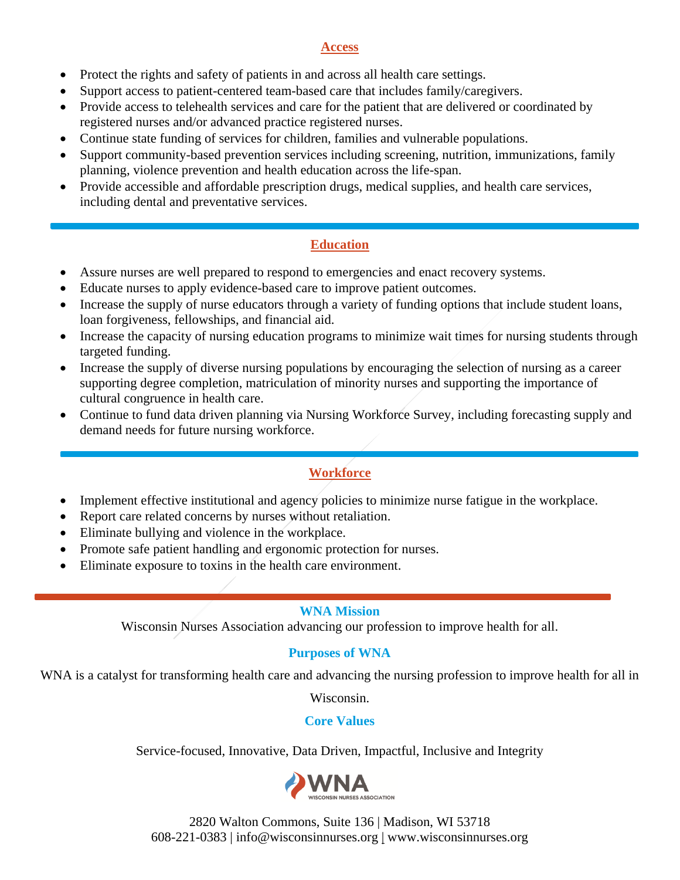## Access

- Protect the rights and safety of patients in and across all health care settings.
- Support access to patient-centered team-based care that includes family/caregivers.
- Provide access to telehealth services and care for the patient that are delivered or coordinated by registered nurses and/or advanced practice registered nurses.
- Continue state funding of services for children, families and vulnerable populations.
- Support community-based prevention services including screening, nutrition, immunizations, family planning, violence prevention and health education across the life-span.
- Provide accessible and affordable prescription drugs, medical supplies, and health care services, including dental and preventative services.

## Education

- Assure nurses are well prepared to respond to emergencies and enact recovery systems.
- Educate nurses to apply evidence-based care to improve patient outcomes.
- Increase the supply of nurse educators through a variety of funding options that include student loans, loan forgiveness, fellowships, and financial aid.
- Increase the capacity of nursing education programs to minimize wait times for nursing students through targeted funding.
- Increase the supply of diverse nursing populations by encouraging the selection of nursing as a career supporting degree completion, matriculation of minority nurses and supporting the importance of cultural congruence in health care.
- Continue to fund data driven planning via Nursing Workforce Survey, including forecasting supply and demand needs for future nursing workforce.

## Workforce

- Implement effective institutional and agency policies to minimize nurse fatigue in the workplace.
- Report care related concerns by nurses without retaliation.
- Eliminate bullying and violence in the workplace.
- Promote safe patient handling and ergonomic protection for nurses.
- Eliminate exposure to toxins in the health care environment.

### WNA Mission

Wisconsin Nurses Association advancing our profession to improve health for all.

### Purposes of WNA

WNA is a catalyst for transforming health care and advancing the nursing profession to improve health for all in Wisconsin.

### Core Values

Service-focused, Innovative, Data Driven, Impactful, Inclusive and Integrity

WNA
WISCONSIN NURSES ASSOCIATION

2820 Walton Commons, Suite 136 | Madison, WI 53718
608-221-0383 | info@wisconsinnurses.org | www.wisconsinnurses.org